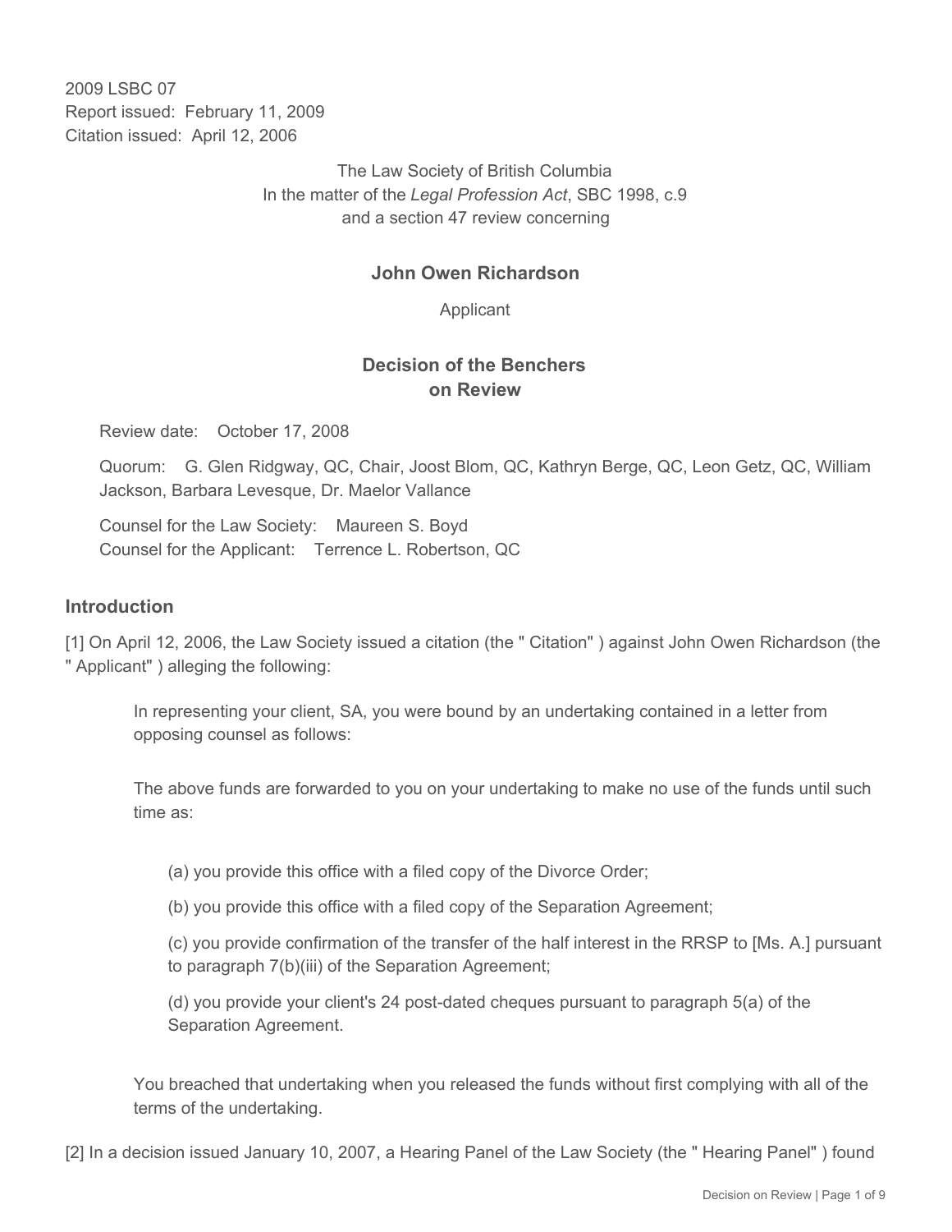2009 LSBC 07
Report issued: February 11, 2009
Citation issued: April 12, 2006

The Law Society of British Columbia
In the matter of the *Legal Profession Act*, SBC 1998, c.9
and a section 47 review concerning

**John Owen Richardson**

Applicant

## Decision of the Benchers on Review

Review date: October 17, 2008

Quorum: G. Glen Ridgway, QC, Chair, Joost Blom, QC, Kathryn Berge, QC, Leon Getz, QC, William Jackson, Barbara Levesque, Dr. Maelor Vallance

Counsel for the Law Society: Maureen S. Boyd
Counsel for the Applicant: Terrence L. Robertson, QC

### Introduction

[1] On April 12, 2006, the Law Society issued a citation (the " Citation" ) against John Owen Richardson (the " Applicant" ) alleging the following:

> In representing your client, SA, you were bound by an undertaking contained in a letter from opposing counsel as follows:
>
> The above funds are forwarded to you on your undertaking to make no use of the funds until such time as:
>
> (a) you provide this office with a filed copy of the Divorce Order;
>
> (b) you provide this office with a filed copy of the Separation Agreement;
>
> (c) you provide confirmation of the transfer of the half interest in the RRSP to [Ms. A.] pursuant to paragraph 7(b)(iii) of the Separation Agreement;
>
> (d) you provide your client's 24 post-dated cheques pursuant to paragraph 5(a) of the Separation Agreement.
>
> You breached that undertaking when you released the funds without first complying with all of the terms of the undertaking.

[2] In a decision issued January 10, 2007, a Hearing Panel of the Law Society (the " Hearing Panel" ) found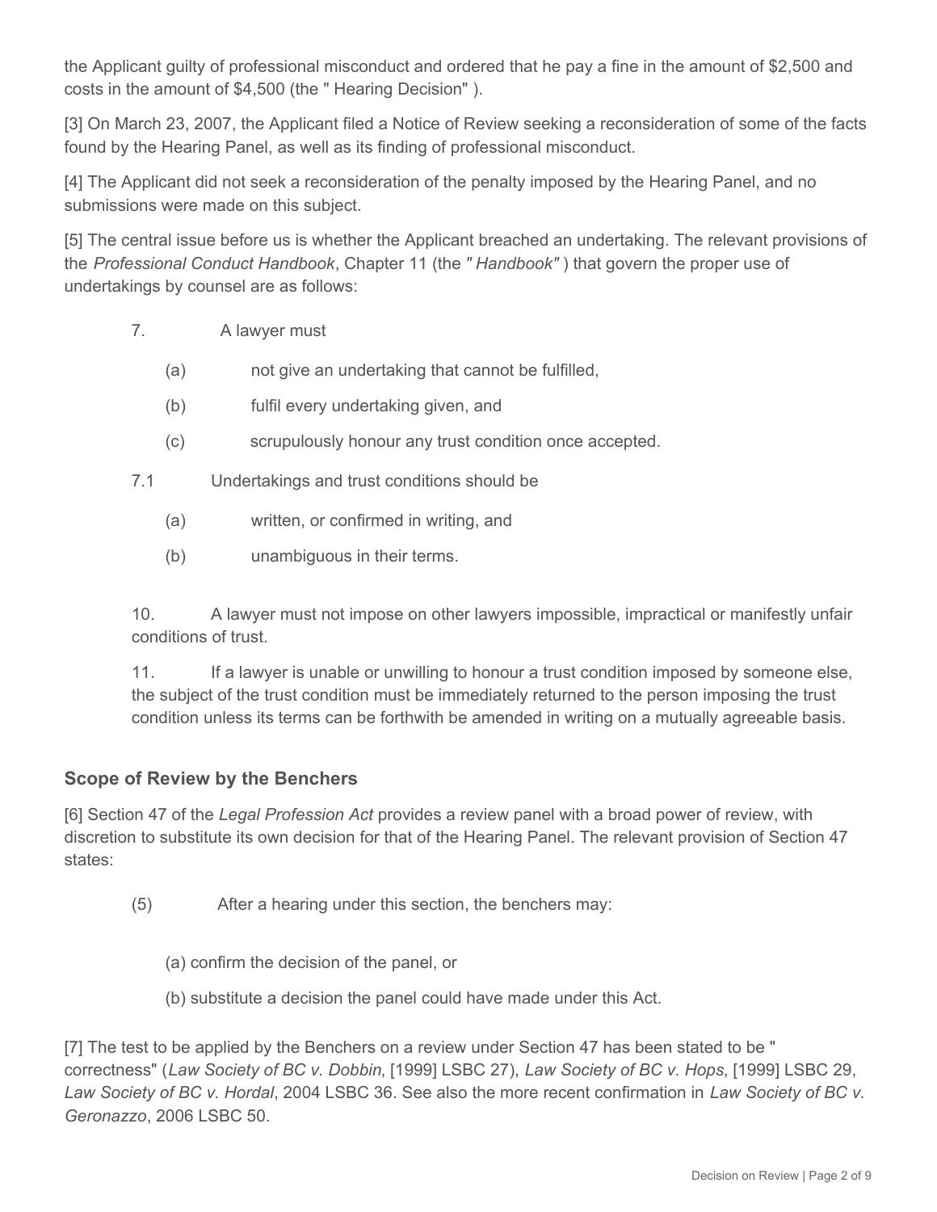the Applicant guilty of professional misconduct and ordered that he pay a fine in the amount of $2,500 and costs in the amount of $4,500 (the " Hearing Decision" ).

[3] On March 23, 2007, the Applicant filed a Notice of Review seeking a reconsideration of some of the facts found by the Hearing Panel, as well as its finding of professional misconduct.

[4] The Applicant did not seek a reconsideration of the penalty imposed by the Hearing Panel, and no submissions were made on this subject.

[5] The central issue before us is whether the Applicant breached an undertaking. The relevant provisions of the *Professional Conduct Handbook*, Chapter 11 (the *" Handbook"* ) that govern the proper use of undertakings by counsel are as follows:

> 7. A lawyer must
>
> (a) not give an undertaking that cannot be fulfilled,
>
> (b) fulfil every undertaking given, and
>
> (c) scrupulously honour any trust condition once accepted.
>
> 7.1 Undertakings and trust conditions should be
>
> (a) written, or confirmed in writing, and
>
> (b) unambiguous in their terms.
>
> 10. A lawyer must not impose on other lawyers impossible, impractical or manifestly unfair conditions of trust.
>
> 11. If a lawyer is unable or unwilling to honour a trust condition imposed by someone else, the subject of the trust condition must be immediately returned to the person imposing the trust condition unless its terms can be forthwith be amended in writing on a mutually agreeable basis.

### Scope of Review by the Benchers

[6] Section 47 of the *Legal Profession Act* provides a review panel with a broad power of review, with discretion to substitute its own decision for that of the Hearing Panel. The relevant provision of Section 47 states:

> (5) After a hearing under this section, the benchers may:
>
> (a) confirm the decision of the panel, or
>
> (b) substitute a decision the panel could have made under this Act.

[7] The test to be applied by the Benchers on a review under Section 47 has been stated to be " correctness" (*Law Society of BC v. Dobbin*, [1999] LSBC 27), *Law Society of BC v. Hops*, [1999] LSBC 29, *Law Society of BC v. Hordal*, 2004 LSBC 36. See also the more recent confirmation in *Law Society of BC v. Geronazzo*, 2006 LSBC 50.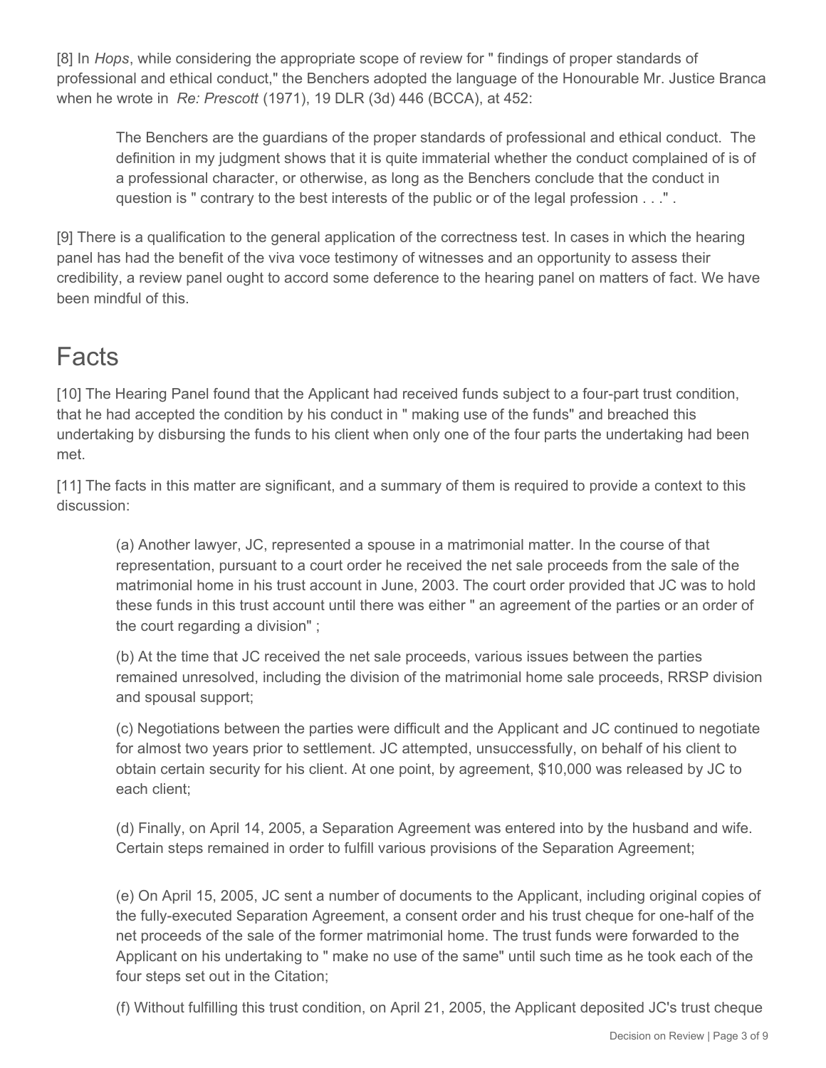[8] In *Hops*, while considering the appropriate scope of review for " findings of proper standards of professional and ethical conduct," the Benchers adopted the language of the Honourable Mr. Justice Branca when he wrote in *Re: Prescott* (1971), 19 DLR (3d) 446 (BCCA), at 452:

> The Benchers are the guardians of the proper standards of professional and ethical conduct. The definition in my judgment shows that it is quite immaterial whether the conduct complained of is of a professional character, or otherwise, as long as the Benchers conclude that the conduct in question is " contrary to the best interests of the public or of the legal profession . . ." .

[9] There is a qualification to the general application of the correctness test. In cases in which the hearing panel has had the benefit of the viva voce testimony of witnesses and an opportunity to assess their credibility, a review panel ought to accord some deference to the hearing panel on matters of fact. We have been mindful of this.

# Facts

[10] The Hearing Panel found that the Applicant had received funds subject to a four-part trust condition, that he had accepted the condition by his conduct in " making use of the funds" and breached this undertaking by disbursing the funds to his client when only one of the four parts the undertaking had been met.

[11] The facts in this matter are significant, and a summary of them is required to provide a context to this discussion:

> (a) Another lawyer, JC, represented a spouse in a matrimonial matter. In the course of that representation, pursuant to a court order he received the net sale proceeds from the sale of the matrimonial home in his trust account in June, 2003. The court order provided that JC was to hold these funds in this trust account until there was either " an agreement of the parties or an order of the court regarding a division" ;
>
> (b) At the time that JC received the net sale proceeds, various issues between the parties remained unresolved, including the division of the matrimonial home sale proceeds, RRSP division and spousal support;
>
> (c) Negotiations between the parties were difficult and the Applicant and JC continued to negotiate for almost two years prior to settlement. JC attempted, unsuccessfully, on behalf of his client to obtain certain security for his client. At one point, by agreement, $10,000 was released by JC to each client;
>
> (d) Finally, on April 14, 2005, a Separation Agreement was entered into by the husband and wife. Certain steps remained in order to fulfill various provisions of the Separation Agreement;
>
> (e) On April 15, 2005, JC sent a number of documents to the Applicant, including original copies of the fully-executed Separation Agreement, a consent order and his trust cheque for one-half of the net proceeds of the sale of the former matrimonial home. The trust funds were forwarded to the Applicant on his undertaking to " make no use of the same" until such time as he took each of the four steps set out in the Citation;
>
> (f) Without fulfilling this trust condition, on April 21, 2005, the Applicant deposited JC's trust cheque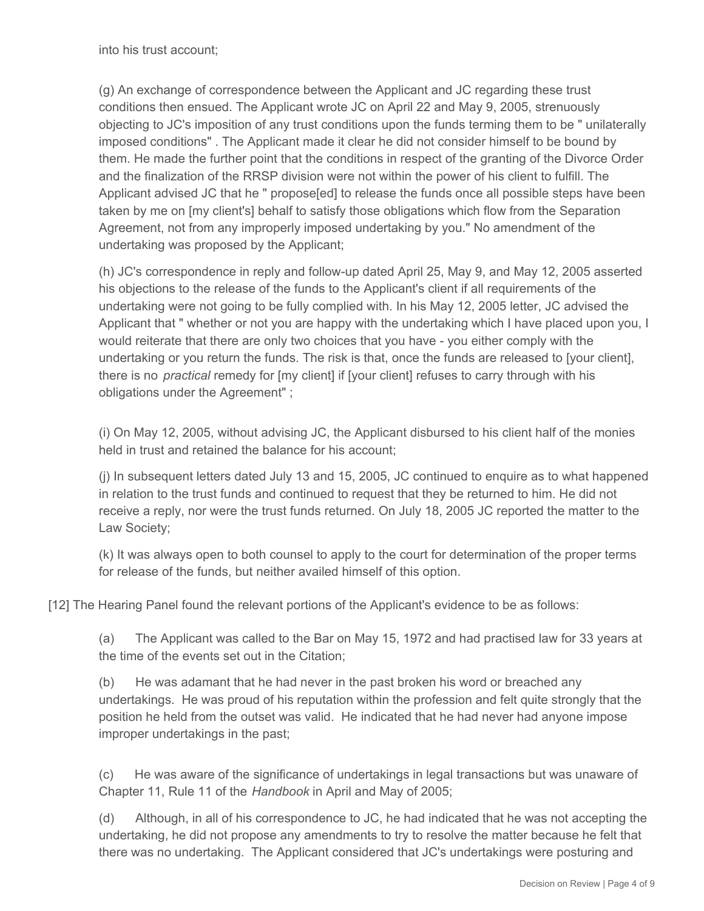into his trust account;

(g) An exchange of correspondence between the Applicant and JC regarding these trust conditions then ensued. The Applicant wrote JC on April 22 and May 9, 2005, strenuously objecting to JC's imposition of any trust conditions upon the funds terming them to be " unilaterally imposed conditions" . The Applicant made it clear he did not consider himself to be bound by them. He made the further point that the conditions in respect of the granting of the Divorce Order and the finalization of the RRSP division were not within the power of his client to fulfill. The Applicant advised JC that he " propose[ed] to release the funds once all possible steps have been taken by me on [my client's] behalf to satisfy those obligations which flow from the Separation Agreement, not from any improperly imposed undertaking by you." No amendment of the undertaking was proposed by the Applicant;

(h) JC's correspondence in reply and follow-up dated April 25, May 9, and May 12, 2005 asserted his objections to the release of the funds to the Applicant's client if all requirements of the undertaking were not going to be fully complied with. In his May 12, 2005 letter, JC advised the Applicant that " whether or not you are happy with the undertaking which I have placed upon you, I would reiterate that there are only two choices that you have - you either comply with the undertaking or you return the funds. The risk is that, once the funds are released to [your client], there is no *practical* remedy for [my client] if [your client] refuses to carry through with his obligations under the Agreement" ;

(i) On May 12, 2005, without advising JC, the Applicant disbursed to his client half of the monies held in trust and retained the balance for his account;

(j) In subsequent letters dated July 13 and 15, 2005, JC continued to enquire as to what happened in relation to the trust funds and continued to request that they be returned to him. He did not receive a reply, nor were the trust funds returned. On July 18, 2005 JC reported the matter to the Law Society;

(k) It was always open to both counsel to apply to the court for determination of the proper terms for release of the funds, but neither availed himself of this option.

[12] The Hearing Panel found the relevant portions of the Applicant's evidence to be as follows:

(a) The Applicant was called to the Bar on May 15, 1972 and had practised law for 33 years at the time of the events set out in the Citation;

(b) He was adamant that he had never in the past broken his word or breached any undertakings. He was proud of his reputation within the profession and felt quite strongly that the position he held from the outset was valid. He indicated that he had never had anyone impose improper undertakings in the past;

(c) He was aware of the significance of undertakings in legal transactions but was unaware of Chapter 11, Rule 11 of the *Handbook* in April and May of 2005;

(d) Although, in all of his correspondence to JC, he had indicated that he was not accepting the undertaking, he did not propose any amendments to try to resolve the matter because he felt that there was no undertaking. The Applicant considered that JC's undertakings were posturing and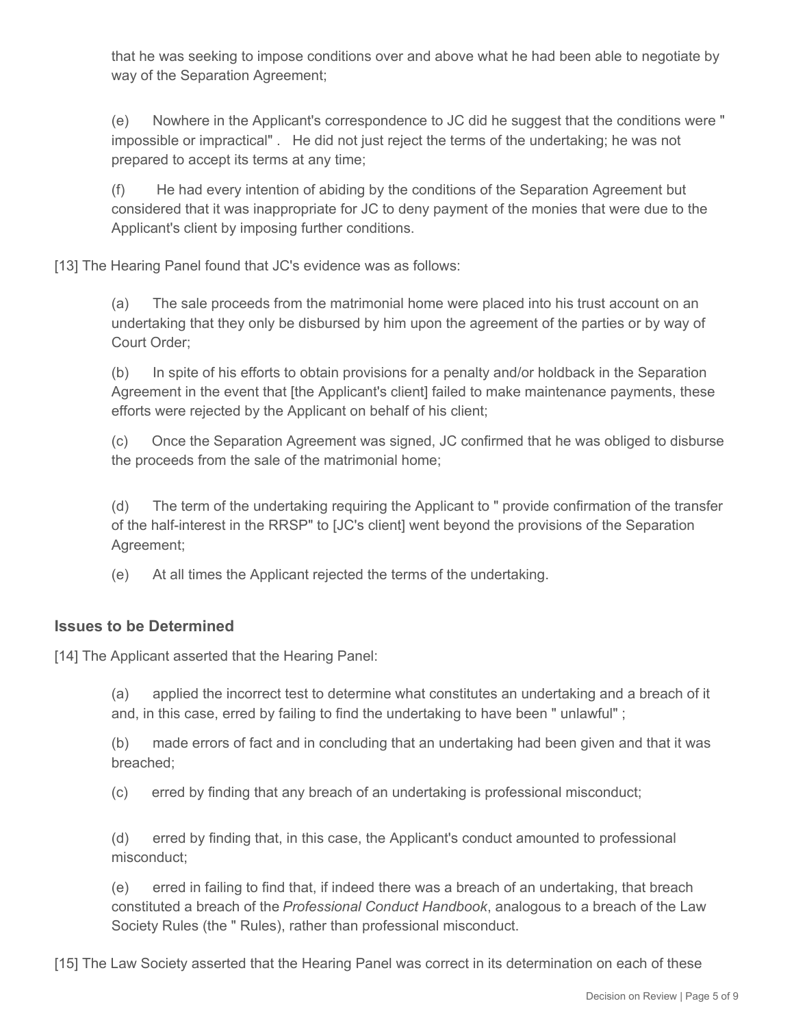that he was seeking to impose conditions over and above what he had been able to negotiate by way of the Separation Agreement;

(e) Nowhere in the Applicant's correspondence to JC did he suggest that the conditions were " impossible or impractical" . He did not just reject the terms of the undertaking; he was not prepared to accept its terms at any time;

(f) He had every intention of abiding by the conditions of the Separation Agreement but considered that it was inappropriate for JC to deny payment of the monies that were due to the Applicant's client by imposing further conditions.

[13] The Hearing Panel found that JC's evidence was as follows:

(a) The sale proceeds from the matrimonial home were placed into his trust account on an undertaking that they only be disbursed by him upon the agreement of the parties or by way of Court Order;

(b) In spite of his efforts to obtain provisions for a penalty and/or holdback in the Separation Agreement in the event that [the Applicant's client] failed to make maintenance payments, these efforts were rejected by the Applicant on behalf of his client;

(c) Once the Separation Agreement was signed, JC confirmed that he was obliged to disburse the proceeds from the sale of the matrimonial home;

(d) The term of the undertaking requiring the Applicant to " provide confirmation of the transfer of the half-interest in the RRSP" to [JC's client] went beyond the provisions of the Separation Agreement;

(e) At all times the Applicant rejected the terms of the undertaking.

## Issues to be Determined

[14] The Applicant asserted that the Hearing Panel:

(a) applied the incorrect test to determine what constitutes an undertaking and a breach of it and, in this case, erred by failing to find the undertaking to have been " unlawful" ;

(b) made errors of fact and in concluding that an undertaking had been given and that it was breached;

(c) erred by finding that any breach of an undertaking is professional misconduct;

(d) erred by finding that, in this case, the Applicant's conduct amounted to professional misconduct;

(e) erred in failing to find that, if indeed there was a breach of an undertaking, that breach constituted a breach of the *Professional Conduct Handbook*, analogous to a breach of the Law Society Rules (the " Rules), rather than professional misconduct.

[15] The Law Society asserted that the Hearing Panel was correct in its determination on each of these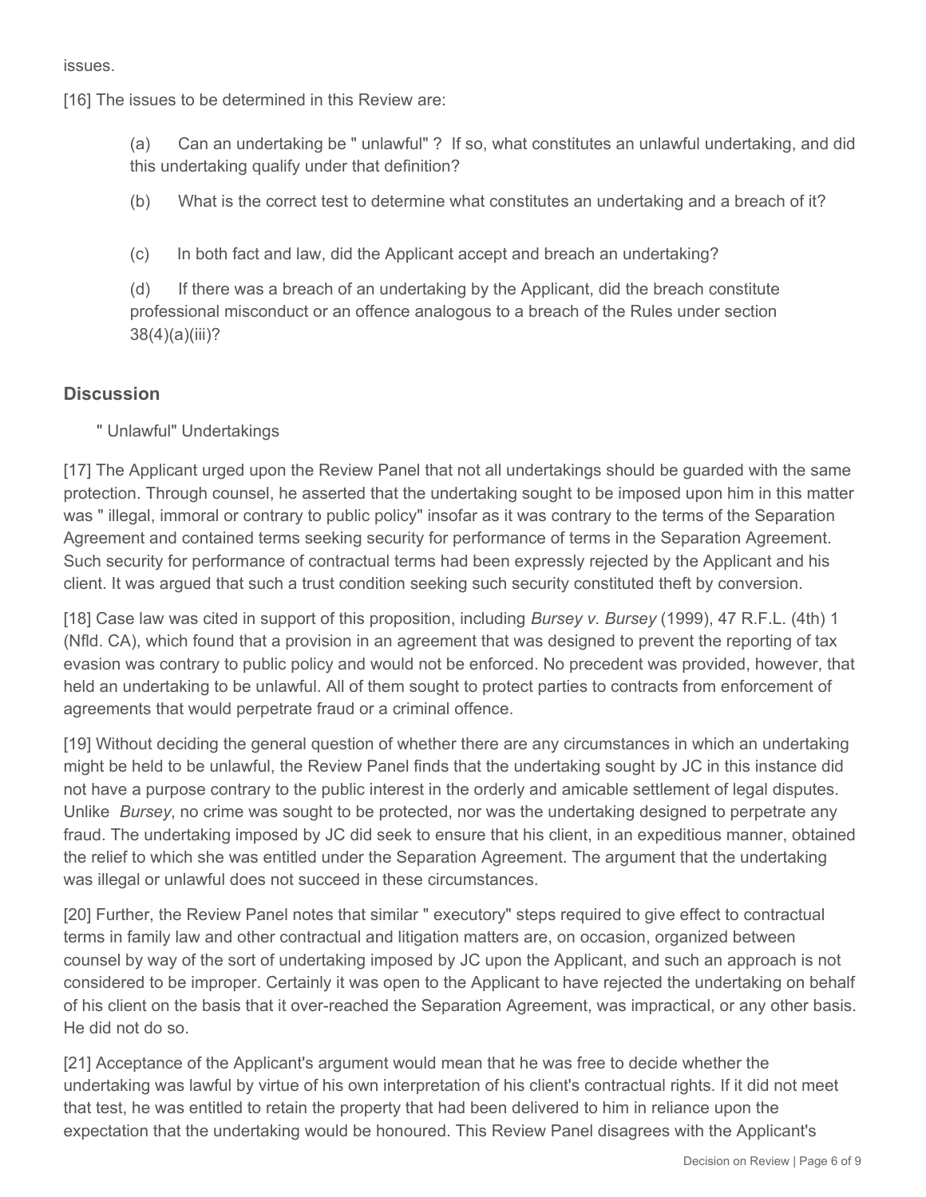issues.

[16] The issues to be determined in this Review are:

> (a) Can an undertaking be " unlawful" ? If so, what constitutes an unlawful undertaking, and did this undertaking qualify under that definition?
>
> (b) What is the correct test to determine what constitutes an undertaking and a breach of it?
>
> (c) In both fact and law, did the Applicant accept and breach an undertaking?
>
> (d) If there was a breach of an undertaking by the Applicant, did the breach constitute professional misconduct or an offence analogous to a breach of the Rules under section 38(4)(a)(iii)?

### Discussion

" Unlawful" Undertakings

[17] The Applicant urged upon the Review Panel that not all undertakings should be guarded with the same protection. Through counsel, he asserted that the undertaking sought to be imposed upon him in this matter was " illegal, immoral or contrary to public policy" insofar as it was contrary to the terms of the Separation Agreement and contained terms seeking security for performance of terms in the Separation Agreement. Such security for performance of contractual terms had been expressly rejected by the Applicant and his client. It was argued that such a trust condition seeking such security constituted theft by conversion.

[18] Case law was cited in support of this proposition, including *Bursey v. Bursey* (1999), 47 R.F.L. (4th) 1 (Nfld. CA), which found that a provision in an agreement that was designed to prevent the reporting of tax evasion was contrary to public policy and would not be enforced. No precedent was provided, however, that held an undertaking to be unlawful. All of them sought to protect parties to contracts from enforcement of agreements that would perpetrate fraud or a criminal offence.

[19] Without deciding the general question of whether there are any circumstances in which an undertaking might be held to be unlawful, the Review Panel finds that the undertaking sought by JC in this instance did not have a purpose contrary to the public interest in the orderly and amicable settlement of legal disputes. Unlike *Bursey*, no crime was sought to be protected, nor was the undertaking designed to perpetrate any fraud. The undertaking imposed by JC did seek to ensure that his client, in an expeditious manner, obtained the relief to which she was entitled under the Separation Agreement. The argument that the undertaking was illegal or unlawful does not succeed in these circumstances.

[20] Further, the Review Panel notes that similar " executory" steps required to give effect to contractual terms in family law and other contractual and litigation matters are, on occasion, organized between counsel by way of the sort of undertaking imposed by JC upon the Applicant, and such an approach is not considered to be improper. Certainly it was open to the Applicant to have rejected the undertaking on behalf of his client on the basis that it over-reached the Separation Agreement, was impractical, or any other basis. He did not do so.

[21] Acceptance of the Applicant's argument would mean that he was free to decide whether the undertaking was lawful by virtue of his own interpretation of his client's contractual rights. If it did not meet that test, he was entitled to retain the property that had been delivered to him in reliance upon the expectation that the undertaking would be honoured. This Review Panel disagrees with the Applicant's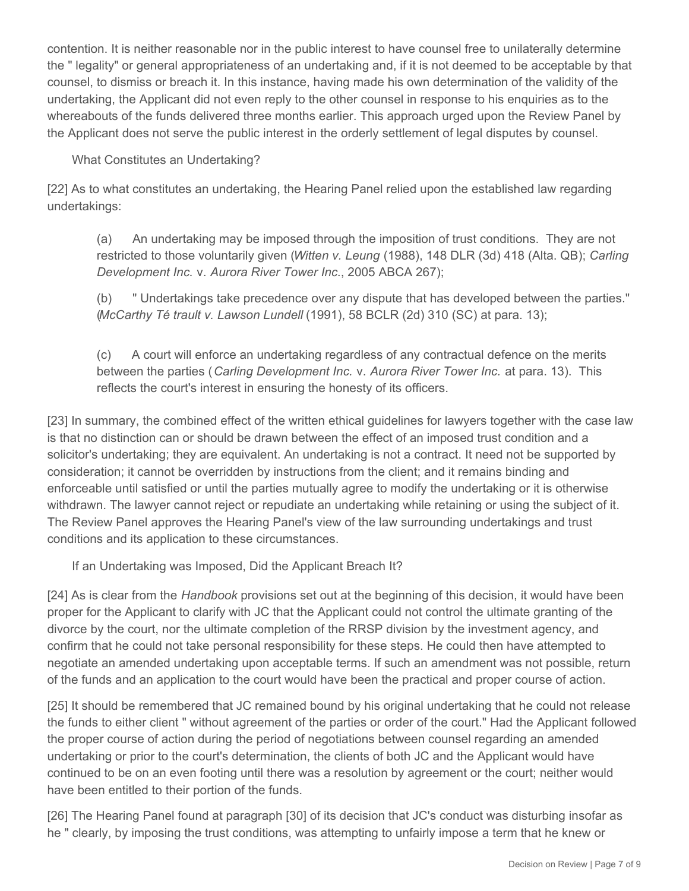contention. It is neither reasonable nor in the public interest to have counsel free to unilaterally determine the " legality" or general appropriateness of an undertaking and, if it is not deemed to be acceptable by that counsel, to dismiss or breach it. In this instance, having made his own determination of the validity of the undertaking, the Applicant did not even reply to the other counsel in response to his enquiries as to the whereabouts of the funds delivered three months earlier. This approach urged upon the Review Panel by the Applicant does not serve the public interest in the orderly settlement of legal disputes by counsel.

### What Constitutes an Undertaking?

[22] As to what constitutes an undertaking, the Hearing Panel relied upon the established law regarding undertakings:

> (a) An undertaking may be imposed through the imposition of trust conditions. They are not restricted to those voluntarily given (*Witten v. Leung* (1988), 148 DLR (3d) 418 (Alta. QB); *Carling Development Inc.* v. *Aurora River Tower Inc.*, 2005 ABCA 267);
>
> (b) " Undertakings take precedence over any dispute that has developed between the parties." (*McCarthy Té trault v. Lawson Lundell* (1991), 58 BCLR (2d) 310 (SC) at para. 13);
>
> (c) A court will enforce an undertaking regardless of any contractual defence on the merits between the parties ( *Carling Development Inc.* v. *Aurora River Tower Inc.* at para. 13). This reflects the court's interest in ensuring the honesty of its officers.

[23] In summary, the combined effect of the written ethical guidelines for lawyers together with the case law is that no distinction can or should be drawn between the effect of an imposed trust condition and a solicitor's undertaking; they are equivalent. An undertaking is not a contract. It need not be supported by consideration; it cannot be overridden by instructions from the client; and it remains binding and enforceable until satisfied or until the parties mutually agree to modify the undertaking or it is otherwise withdrawn. The lawyer cannot reject or repudiate an undertaking while retaining or using the subject of it. The Review Panel approves the Hearing Panel's view of the law surrounding undertakings and trust conditions and its application to these circumstances.

### If an Undertaking was Imposed, Did the Applicant Breach It?

[24] As is clear from the *Handbook* provisions set out at the beginning of this decision, it would have been proper for the Applicant to clarify with JC that the Applicant could not control the ultimate granting of the divorce by the court, nor the ultimate completion of the RRSP division by the investment agency, and confirm that he could not take personal responsibility for these steps. He could then have attempted to negotiate an amended undertaking upon acceptable terms. If such an amendment was not possible, return of the funds and an application to the court would have been the practical and proper course of action.

[25] It should be remembered that JC remained bound by his original undertaking that he could not release the funds to either client " without agreement of the parties or order of the court." Had the Applicant followed the proper course of action during the period of negotiations between counsel regarding an amended undertaking or prior to the court's determination, the clients of both JC and the Applicant would have continued to be on an even footing until there was a resolution by agreement or the court; neither would have been entitled to their portion of the funds.

[26] The Hearing Panel found at paragraph [30] of its decision that JC's conduct was disturbing insofar as he " clearly, by imposing the trust conditions, was attempting to unfairly impose a term that he knew or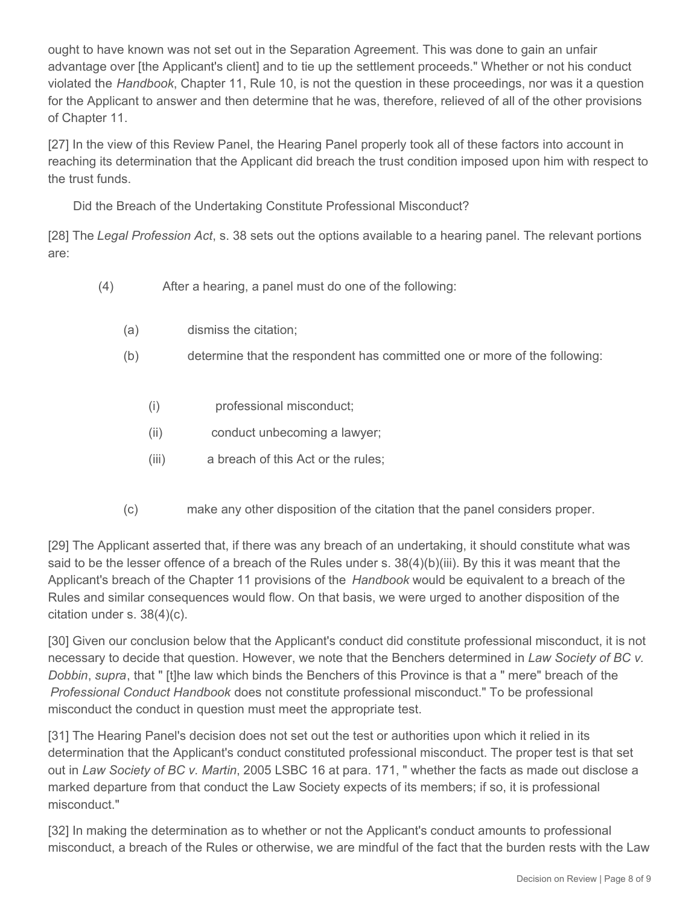ought to have known was not set out in the Separation Agreement. This was done to gain an unfair advantage over [the Applicant's client] and to tie up the settlement proceeds." Whether or not his conduct violated the *Handbook*, Chapter 11, Rule 10, is not the question in these proceedings, nor was it a question for the Applicant to answer and then determine that he was, therefore, relieved of all of the other provisions of Chapter 11.

[27] In the view of this Review Panel, the Hearing Panel properly took all of these factors into account in reaching its determination that the Applicant did breach the trust condition imposed upon him with respect to the trust funds.

Did the Breach of the Undertaking Constitute Professional Misconduct?

[28] The *Legal Profession Act*, s. 38 sets out the options available to a hearing panel. The relevant portions are:

> (4) After a hearing, a panel must do one of the following:
>
> (a) dismiss the citation;
>
> (b) determine that the respondent has committed one or more of the following:
>
> (i) professional misconduct;
>
> (ii) conduct unbecoming a lawyer;
>
> (iii) a breach of this Act or the rules;
>
> (c) make any other disposition of the citation that the panel considers proper.

[29] The Applicant asserted that, if there was any breach of an undertaking, it should constitute what was said to be the lesser offence of a breach of the Rules under s. 38(4)(b)(iii). By this it was meant that the Applicant's breach of the Chapter 11 provisions of the *Handbook* would be equivalent to a breach of the Rules and similar consequences would flow. On that basis, we were urged to another disposition of the citation under s. 38(4)(c).

[30] Given our conclusion below that the Applicant's conduct did constitute professional misconduct, it is not necessary to decide that question. However, we note that the Benchers determined in *Law Society of BC v. Dobbin*, *supra*, that " [t]he law which binds the Benchers of this Province is that a " mere" breach of the *Professional Conduct Handbook* does not constitute professional misconduct." To be professional misconduct the conduct in question must meet the appropriate test.

[31] The Hearing Panel's decision does not set out the test or authorities upon which it relied in its determination that the Applicant's conduct constituted professional misconduct. The proper test is that set out in *Law Society of BC v. Martin*, 2005 LSBC 16 at para. 171, " whether the facts as made out disclose a marked departure from that conduct the Law Society expects of its members; if so, it is professional misconduct."

[32] In making the determination as to whether or not the Applicant's conduct amounts to professional misconduct, a breach of the Rules or otherwise, we are mindful of the fact that the burden rests with the Law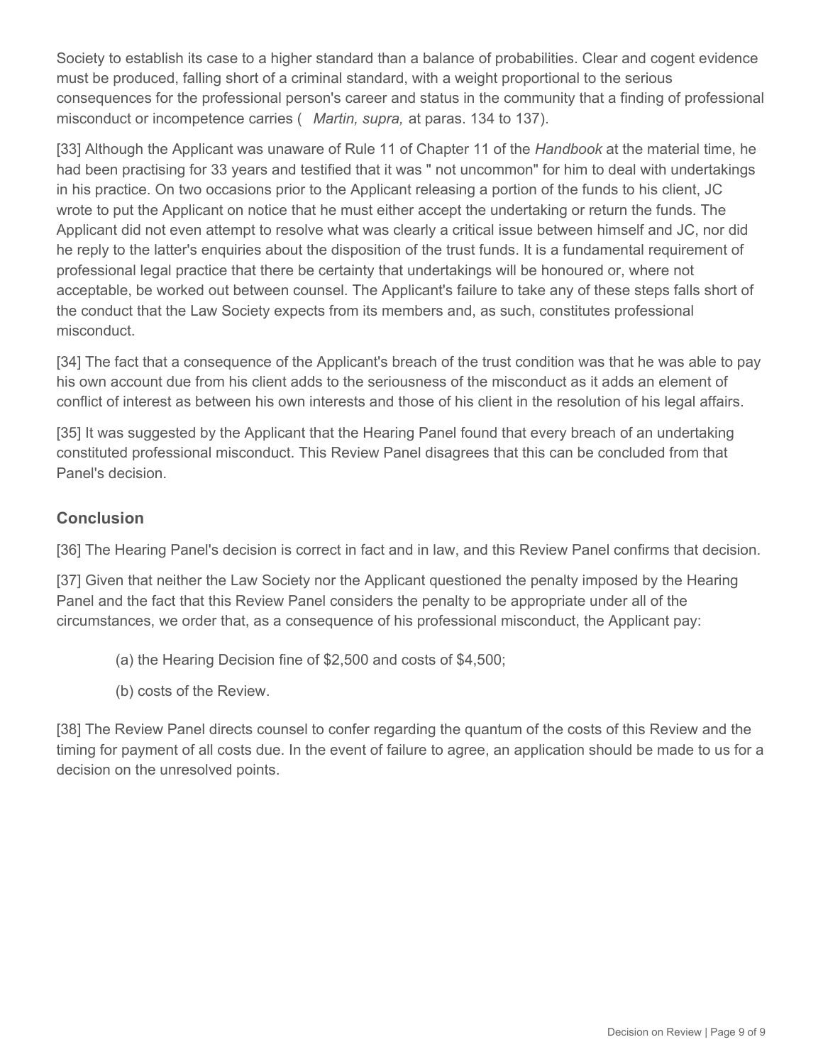Society to establish its case to a higher standard than a balance of probabilities. Clear and cogent evidence must be produced, falling short of a criminal standard, with a weight proportional to the serious consequences for the professional person's career and status in the community that a finding of professional misconduct or incompetence carries ( *Martin, supra,* at paras. 134 to 137).

[33] Although the Applicant was unaware of Rule 11 of Chapter 11 of the *Handbook* at the material time, he had been practising for 33 years and testified that it was " not uncommon" for him to deal with undertakings in his practice. On two occasions prior to the Applicant releasing a portion of the funds to his client, JC wrote to put the Applicant on notice that he must either accept the undertaking or return the funds. The Applicant did not even attempt to resolve what was clearly a critical issue between himself and JC, nor did he reply to the latter's enquiries about the disposition of the trust funds. It is a fundamental requirement of professional legal practice that there be certainty that undertakings will be honoured or, where not acceptable, be worked out between counsel. The Applicant's failure to take any of these steps falls short of the conduct that the Law Society expects from its members and, as such, constitutes professional misconduct.

[34] The fact that a consequence of the Applicant's breach of the trust condition was that he was able to pay his own account due from his client adds to the seriousness of the misconduct as it adds an element of conflict of interest as between his own interests and those of his client in the resolution of his legal affairs.

[35] It was suggested by the Applicant that the Hearing Panel found that every breach of an undertaking constituted professional misconduct. This Review Panel disagrees that this can be concluded from that Panel's decision.

## Conclusion

[36] The Hearing Panel's decision is correct in fact and in law, and this Review Panel confirms that decision.

[37] Given that neither the Law Society nor the Applicant questioned the penalty imposed by the Hearing Panel and the fact that this Review Panel considers the penalty to be appropriate under all of the circumstances, we order that, as a consequence of his professional misconduct, the Applicant pay:

(a) the Hearing Decision fine of $2,500 and costs of $4,500;

(b) costs of the Review.

[38] The Review Panel directs counsel to confer regarding the quantum of the costs of this Review and the timing for payment of all costs due. In the event of failure to agree, an application should be made to us for a decision on the unresolved points.